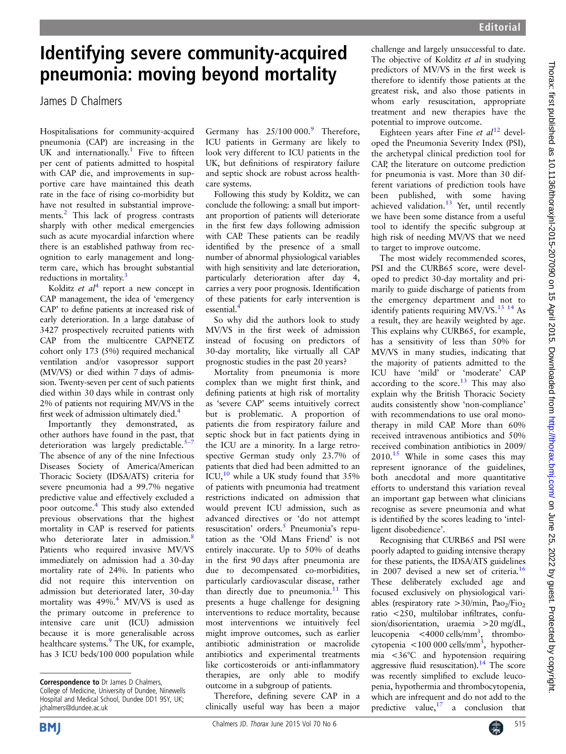# Identifying severe community-acquired pneumonia: moving beyond mortality

James D Chalmers

Hospitalisations for community-acquired pneumonia (CAP) are increasing in the UK and internationally.[1] Five to fifteen per cent of patients admitted to hospital with CAP die, and improvements in supportive care have maintained this death rate in the face of rising co-morbidity but have not resulted in substantial improvements.[2] This lack of progress contrasts sharply with other medical emergencies such as acute myocardial infarction where there is an established pathway from recognition to early management and long-term care, which has brought substantial reductions in mortality.[3]

Kolditz *et al*[4] report a new concept in CAP management, the idea of 'emergency CAP' to define patients at increased risk of early deterioration. In a large database of 3427 prospectively recruited patients with CAP from the multicentre CAPNETZ cohort only 173 (5%) required mechanical ventilation and/or vasopressor support (MV/VS) or died within 7 days of admission. Twenty-seven per cent of such patients died within 30 days while in contrast only 2% of patients not requiring MV/VS in the first week of admission ultimately died.[4]

Importantly they demonstrated, as other authors have found in the past, that deterioration was largely predictable.[5–7] The absence of any of the nine Infectious Diseases Society of America/American Thoracic Society (IDSA/ATS) criteria for severe pneumonia had a 99.7% negative predictive value and effectively excluded a poor outcome.[4] This study also extended previous observations that the highest mortality in CAP is reserved for patients who deteriorate later in admission.[8] Patients who required invasive MV/VS immediately on admission had a 30-day mortality rate of 24%. In patients who did not require this intervention on admission but deteriorated later, 30-day mortality was 49%.[4] MV/VS is used as the primary outcome in preference to intensive care unit (ICU) admission because it is more generalisable across healthcare systems.[9] The UK, for example, has 3 ICU beds/100 000 population while Germany has 25/100 000.[9] Therefore, ICU patients in Germany are likely to look very different to ICU patients in the UK, but definitions of respiratory failure and septic shock are robust across healthcare systems.

Following this study by Kolditz, we can conclude the following: a small but important proportion of patients will deteriorate in the first few days following admission with CAP. These patients can be readily identified by the presence of a small number of abnormal physiological variables with high sensitivity and late deterioration, particularly deterioration after day 4, carries a very poor prognosis. Identification of these patients for early intervention is essential.[4]

So why did the authors look to study MV/VS in the first week of admission instead of focusing on predictors of 30-day mortality, like virtually all CAP prognostic studies in the past 20 years?

Mortality from pneumonia is more complex than we might first think, and defining patients at high risk of mortality as 'severe CAP' seems intuitively correct but is problematic. A proportion of patients die from respiratory failure and septic shock but in fact patients dying in the ICU are a minority. In a large retrospective German study only 23.7% of patients that died had been admitted to an ICU,[10] while a UK study found that 35% of patients with pneumonia had treatment restrictions indicated on admission that would prevent ICU admission, such as advanced directives or 'do not attempt resuscitation' orders.[5] Pneumonia's reputation as the 'Old Mans Friend' is not entirely inaccurate. Up to 50% of deaths in the first 90 days after pneumonia are due to decompensated co-morbidities, particularly cardiovascular disease, rather than directly due to pneumonia.[11] This presents a huge challenge for designing interventions to reduce mortality, because most interventions we intuitively feel might improve outcomes, such as earlier antibiotic administration or macrolide antibiotics and experimental treatments like corticosteroids or anti-inflammatory therapies, are only able to modify outcome in a subgroup of patients.

Therefore, defining severe CAP in a clinically useful way has been a major challenge and largely unsuccessful to date. The objective of Kolditz *et al* in studying predictors of MV/VS in the first week is therefore to identify those patients at the greatest risk, and also those patients in whom early resuscitation, appropriate treatment and new therapies have the potential to improve outcome.

Eighteen years after Fine *et al*[12] developed the Pneumonia Severity Index (PSI), the archetypal clinical prediction tool for CAP, the literature on outcome prediction for pneumonia is vast. More than 30 different variations of prediction tools have been published, with some having achieved validation.[13] Yet, until recently we have been some distance from a useful tool to identify the specific subgroup at high risk of needing MV/VS that we need to target to improve outcome.

The most widely recommended scores, PSI and the CURB65 score, were developed to predict 30-day mortality and primarily to guide discharge of patients from the emergency department and not to identify patients requiring MV/VS.[13 14] As a result, they are heavily weighted by age. This explains why CURB65, for example, has a sensitivity of less than 50% for MV/VS in many studies, indicating that the majority of patients admitted to the ICU have 'mild' or 'moderate' CAP according to the score.[13] This may also explain why the British Thoracic Society audits consistently show 'non-compliance' with recommendations to use oral monotherapy in mild CAP. More than 60% received intravenous antibiotics and 50% received combination antibiotics in 2009/2010.[15] While in some cases this may represent ignorance of the guidelines, both anecdotal and more quantitative efforts to understand this variation reveal an important gap between what clinicians recognise as severe pneumonia and what is identified by the scores leading to 'intelligent disobedience'.

Recognising that CURB65 and PSI were poorly adapted to guiding intensive therapy for these patients, the IDSA/ATS guidelines in 2007 devised a new set of criteria.[16] These deliberately excluded age and focused exclusively on physiological variables (respiratory rate >30/min, $Pao_2/Fio_2$ ratio <250, multilobar infiltrates, confusion/disorientation, uraemia >20 mg/dL, leucopenia <4000 cells/mm$^3$, thrombocytopenia <100 000 cells/mm$^3$, hypothermia <36°C and hypotension requiring aggressive fluid resuscitation).[14] The score was recently simplified to exclude leucopenia, hypothermia and thrombocytopenia, which are infrequent and do not add to the predictive value,[17] a conclusion that

**Correspondence to** Dr James D Chalmers, College of Medicine, University of Dundee, Ninewells Hospital and Medical School, Dundee DD1 9SY, UK; jchalmers@dundee.ac.uk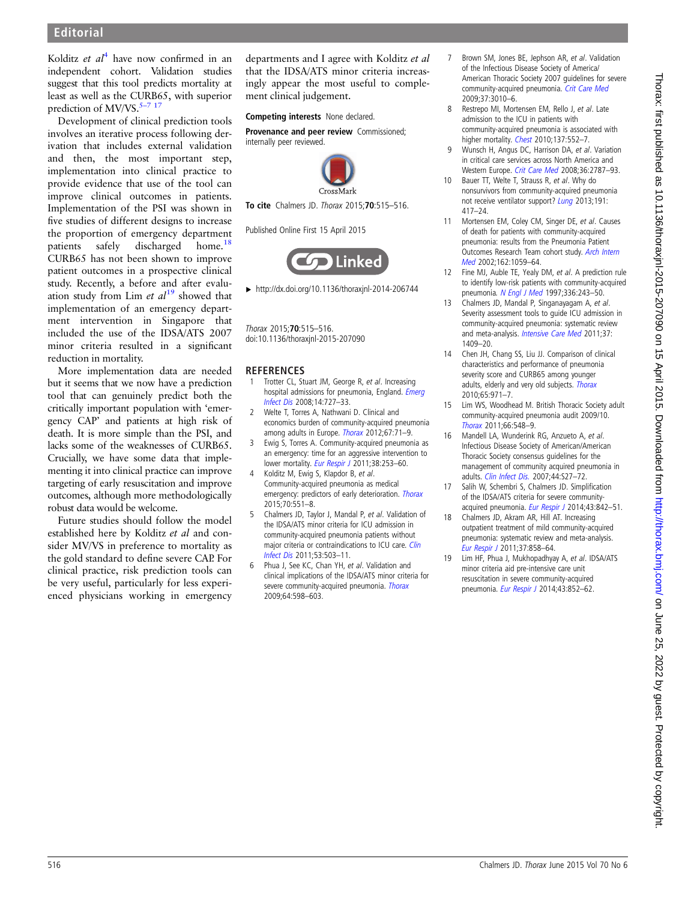Kolditz *et al*[4] have now confirmed in an independent cohort. Validation studies suggest that this tool predicts mortality at least as well as the CURB65, with superior prediction of MV/VS.[5–7 17]

Development of clinical prediction tools involves an iterative process following derivation that includes external validation and then, the most important step, implementation into clinical practice to provide evidence that use of the tool can improve clinical outcomes in patients. Implementation of the PSI was shown in five studies of different designs to increase the proportion of emergency department patients safely discharged home.[18] CURB65 has not been shown to improve patient outcomes in a prospective clinical study. Recently, a before and after evaluation study from Lim *et al*[19] showed that implementation of an emergency department intervention in Singapore that included the use of the IDSA/ATS 2007 minor criteria resulted in a significant reduction in mortality.

More implementation data are needed but it seems that we now have a prediction tool that can genuinely predict both the critically important population with 'emergency CAP' and patients at high risk of death. It is more simple than the PSI, and lacks some of the weaknesses of CURB65. Crucially, we have some data that implementing it into clinical practice can improve targeting of early resuscitation and improve outcomes, although more methodologically robust data would be welcome.

Future studies should follow the model established here by Kolditz *et al* and consider MV/VS in preference to mortality as the gold standard to define severe CAP. For clinical practice, risk prediction tools can be very useful, particularly for less experienced physicians working in emergency departments and I agree with Kolditz *et al* that the IDSA/ATS minor criteria increasingly appear the most useful to complement clinical judgement.

**Competing interests** None declared.

**Provenance and peer review** Commissioned; internally peer reviewed.

**To cite** Chalmers JD. *Thorax* 2015;**70**:515–516.

Published Online First 15 April 2015

▸ http://dx.doi.org/10.1136/thoraxjnl-2014-206744

*Thorax* 2015;**70**:515–516.
doi:10.1136/thoraxjnl-2015-207090

## REFERENCES

1. Trotter CL, Stuart JM, George R, *et al*. Increasing hospital admissions for pneumonia, England. *Emerg Infect Dis* 2008;14:727–33.
2. Welte T, Torres A, Nathwani D. Clinical and economics burden of community-acquired pneumonia among adults in Europe. *Thorax* 2012;67:71–9.
3. Ewig S, Torres A. Community-acquired pneumonia as an emergency: time for an aggressive intervention to lower mortality. *Eur Respir J* 2011;38:253–60.
4. Kolditz M, Ewig S, Klapdor B, *et al*. Community-acquired pneumonia as medical emergency: predictors of early deterioration. *Thorax* 2015;70:551–8.
5. Chalmers JD, Taylor J, Mandal P, *et al*. Validation of the IDSA/ATS minor criteria for ICU admission in community-acquired pneumonia patients without major criteria or contraindications to ICU care. *Clin Infect Dis* 2011;53:503–11.
6. Phua J, See KC, Chan YH, *et al*. Validation and clinical implications of the IDSA/ATS minor criteria for severe community-acquired pneumonia. *Thorax* 2009;64:598–603.
7. Brown SM, Jones BE, Jephson AR, *et al*. Validation of the Infectious Disease Society of America/American Thoracic Society 2007 guidelines for severe community-acquired pneumonia. *Crit Care Med* 2009;37:3010–6.
8. Restrepo MI, Mortensen EM, Rello J, *et al*. Late admission to the ICU in patients with community-acquired pneumonia is associated with higher mortality. *Chest* 2010;137:552–7.
9. Wunsch H, Angus DC, Harrison DA, *et al*. Variation in critical care services across North America and Western Europe. *Crit Care Med* 2008;36:2787–93.
10. Bauer TT, Welte T, Strauss R, *et al*. Why do nonsurvivors from community-acquired pneumonia not receive ventilator support? *Lung* 2013;191:417–24.
11. Mortensen EM, Coley CM, Singer DE, *et al*. Causes of death for patients with community-acquired pneumonia: results from the Pneumonia Patient Outcomes Research Team cohort study. *Arch Intern Med* 2002;162:1059–64.
12. Fine MJ, Auble TE, Yealy DM, *et al*. A prediction rule to identify low-risk patients with community-acquired pneumonia. *N Engl J Med* 1997;336:243–50.
13. Chalmers JD, Mandal P, Singanayagam A, *et al*. Severity assessment tools to guide ICU admission in community-acquired pneumonia: systematic review and meta-analysis. *Intensive Care Med* 2011;37:1409–20.
14. Chen JH, Chang SS, Liu JJ. Comparison of clinical characteristics and performance of pneumonia severity score and CURB65 among younger adults, elderly and very old subjects. *Thorax* 2010;65:971–7.
15. Lim WS, Woodhead M. British Thoracic Society adult community-acquired pneumonia audit 2009/10. *Thorax* 2011;66:548–9.
16. Mandell LA, Wunderink RG, Anzueto A, *et al*. Infectious Disease Society of American/American Thoracic Society consensus guidelines for the management of community acquired pneumonia in adults. *Clin Infect Dis*. 2007;44:S27–72.
17. Salih W, Schembri S, Chalmers JD. Simplification of the IDSA/ATS criteria for severe community-acquired pneumonia. *Eur Respir J* 2014;43:842–51.
18. Chalmers JD, Akram AR, Hill AT. Increasing outpatient treatment of mild community-acquired pneumonia: systematic review and meta-analysis. *Eur Respir J* 2011;37:858–64.
19. Lim HF, Phua J, Mukhopadhyay A, *et al*. IDSA/ATS minor criteria aid pre-intensive care unit resuscitation in severe community-acquired pneumonia. *Eur Respir J* 2014;43:852–62.